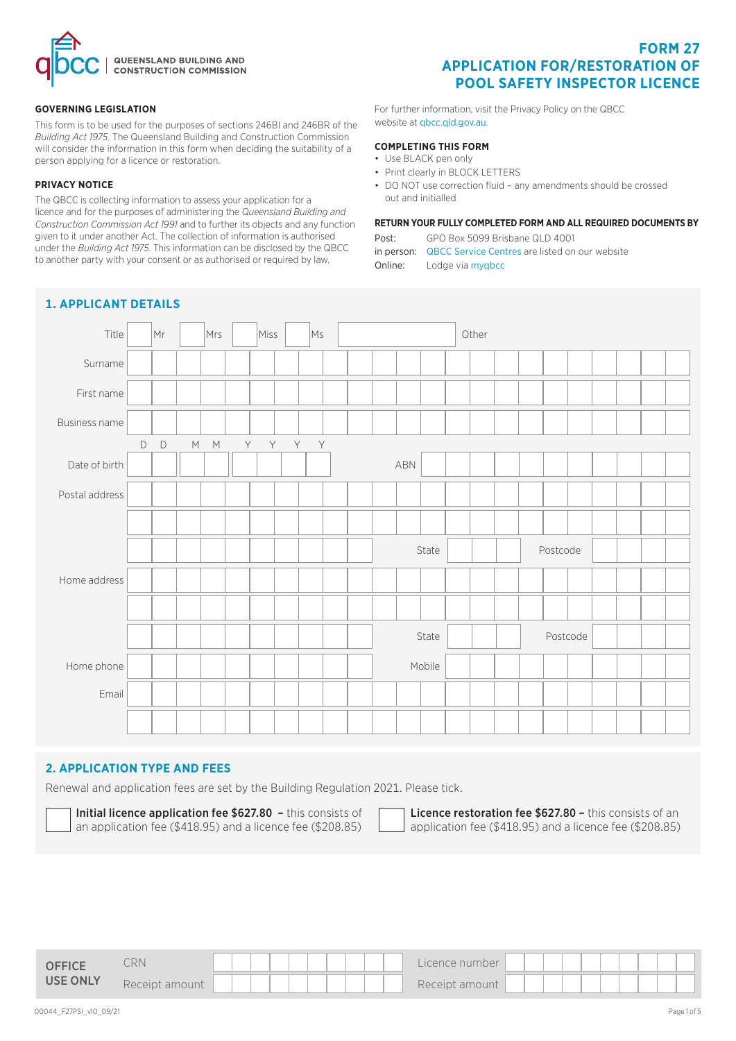QUEENSLAND BUILDING AND CONSTRUCTION COMMISSION

# FORM 27
# APPLICATION FOR/RESTORATION OF POOL SAFETY INSPECTOR LICENCE

**GOVERNING LEGISLATION**

This form is to be used for the purposes of sections 246BI and 246BR of the *Building Act 1975*. The Queensland Building and Construction Commission will consider the information in this form when deciding the suitability of a person applying for a licence or restoration.

**PRIVACY NOTICE**

The QBCC is collecting information to assess your application for a licence and for the purposes of administering the *Queensland Building and Construction Commission Act 1991* and to further its objects and any function given to it under another Act. The collection of information is authorised under the *Building Act 1975*. This information can be disclosed by the QBCC to another party with your consent or as authorised or required by law.

For further information, visit the Privacy Policy on the QBCC website at qbcc.qld.gov.au.

**COMPLETING THIS FORM**

- Use BLACK pen only
- Print clearly in BLOCK LETTERS
- DO NOT use correction fluid – any amendments should be crossed out and initialled

**RETURN YOUR FULLY COMPLETED FORM AND ALL REQUIRED DOCUMENTS BY**

Post: GPO Box 5099 Brisbane QLD 4001
in person: QBCC Service Centres are listed on our website
Online: Lodge via myqbcc

## 1. APPLICANT DETAILS

| | |
|---|---|
| Title | ☐ Mr ☐ Mrs ☐ Miss ☐ Ms ☐ Other |
| Surname | |
| First name | |
| Business name | |
| Date of birth (D D M M Y Y Y Y) | ABN |
| Postal address | |
| | |
| | State / Postcode |
| Home address | |
| | |
| | State / Postcode |
| Home phone | Mobile |
| Email | |
| | |

## 2. APPLICATION TYPE AND FEES

Renewal and application fees are set by the Building Regulation 2021. Please tick.

☐ **Initial licence application fee $627.80 –** this consists of an application fee ($418.95) and a licence fee ($208.85)

☐ **Licence restoration fee $627.80 –** this consists of an application fee ($418.95) and a licence fee ($208.85)

| OFFICE USE ONLY | | | |
|---|---|---|---|
| CRN | | Licence number | |
| Receipt amount | | Receipt amount | |

00044_F27PSI_v10_09/21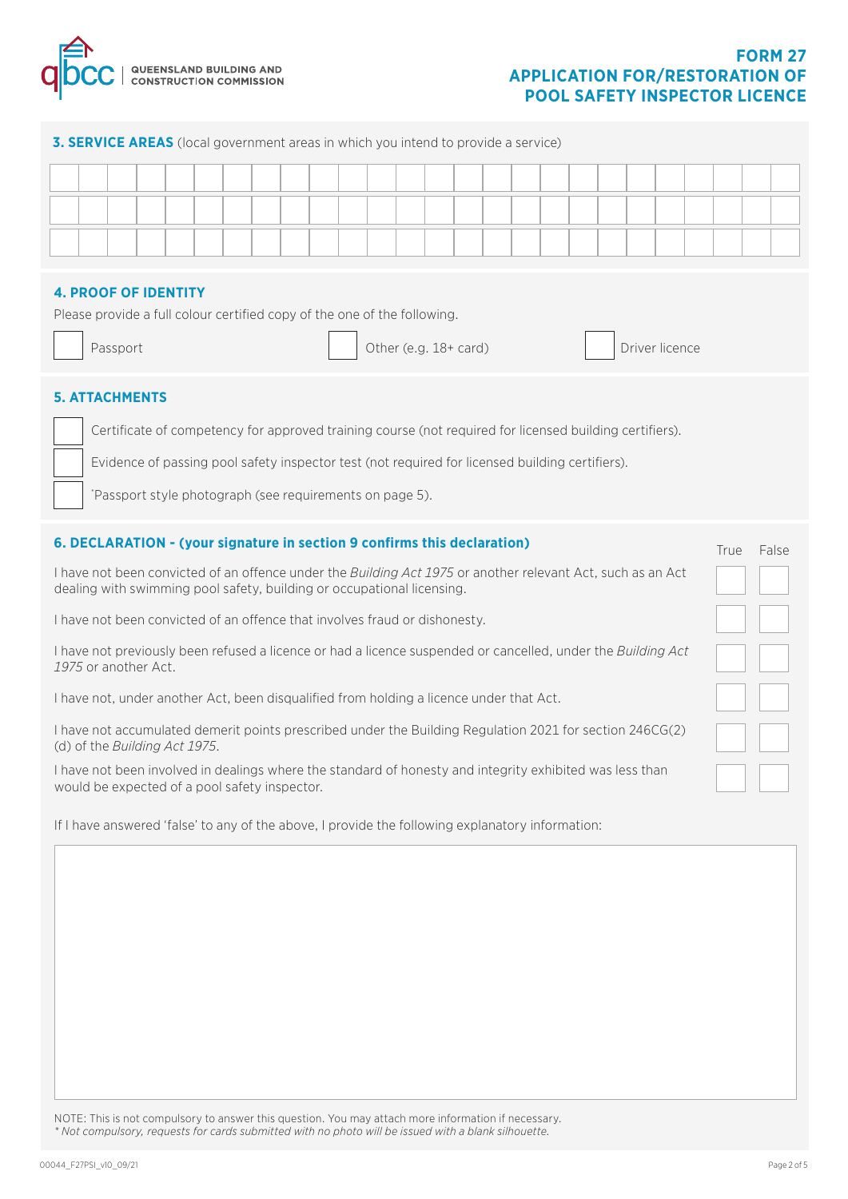# FORM 27 APPLICATION FOR/RESTORATION OF POOL SAFETY INSPECTOR LICENCE

## 3. SERVICE AREAS (local government areas in which you intend to provide a service)

## 4. PROOF OF IDENTITY

Please provide a full colour certified copy of the one of the following.

- ☐ Passport
- ☐ Other (e.g. 18+ card)
- ☐ Driver licence

## 5. ATTACHMENTS

- ☐ Certificate of competency for approved training course (not required for licensed building certifiers).
- ☐ Evidence of passing pool safety inspector test (not required for licensed building certifiers).
- ☐ *Passport style photograph (see requirements on page 5).

## 6. DECLARATION - (your signature in section 9 confirms this declaration)

| | True | False |
|---|---|---|
| I have not been convicted of an offence under the *Building Act 1975* or another relevant Act, such as an Act dealing with swimming pool safety, building or occupational licensing. | ☐ | ☐ |
| I have not been convicted of an offence that involves fraud or dishonesty. | ☐ | ☐ |
| I have not previously been refused a licence or had a licence suspended or cancelled, under the *Building Act 1975* or another Act. | ☐ | ☐ |
| I have not, under another Act, been disqualified from holding a licence under that Act. | ☐ | ☐ |
| I have not accumulated demerit points prescribed under the Building Regulation 2021 for section 246CG(2)(d) of the *Building Act 1975*. | ☐ | ☐ |
| I have not been involved in dealings where the standard of honesty and integrity exhibited was less than would be expected of a pool safety inspector. | ☐ | ☐ |

If I have answered 'false' to any of the above, I provide the following explanatory information:

NOTE: This is not compulsory to answer this question. You may attach more information if necessary.

*\* Not compulsory, requests for cards submitted with no photo will be issued with a blank silhouette.*

00044_F27PSI_v10_09/21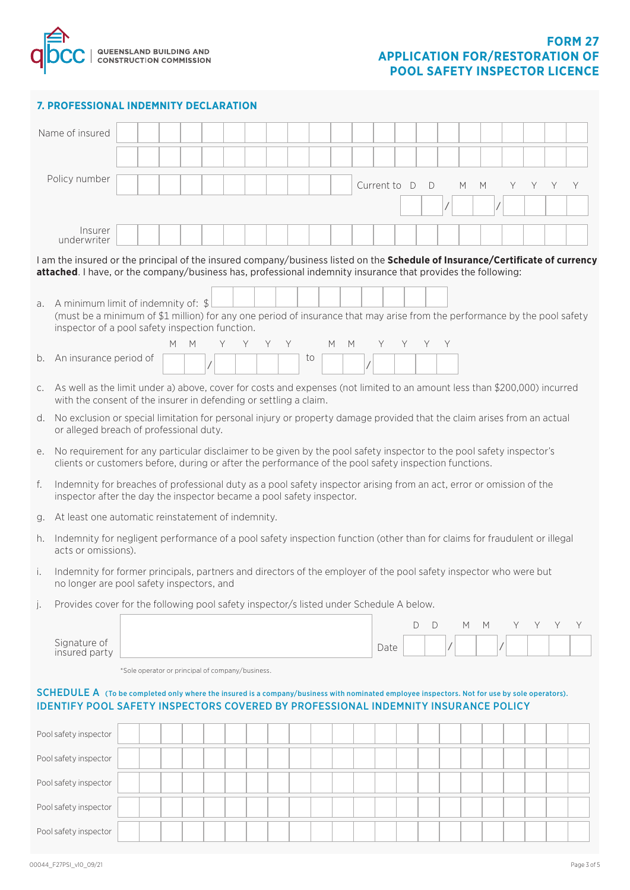# FORM 27
# APPLICATION FOR/RESTORATION OF POOL SAFETY INSPECTOR LICENCE

## 7. PROFESSIONAL INDEMNITY DECLARATION

Name of insured

Policy number &emsp; Current to DD / MM / YYYY

Insurer underwriter

I am the insured or the principal of the insured company/business listed on the **Schedule of Insurance/Certificate of currency attached**. I have, or the company/business has, professional indemnity insurance that provides the following:

a. A minimum limit of indemnity of: $
(must be a minimum of $1 million) for any one period of insurance that may arise from the performance by the pool safety inspector of a pool safety inspection function.

b. An insurance period of MM / YYYY to MM / YYYY

c. As well as the limit under a) above, cover for costs and expenses (not limited to an amount less than $200,000) incurred with the consent of the insurer in defending or settling a claim.

d. No exclusion or special limitation for personal injury or property damage provided that the claim arises from an actual or alleged breach of professional duty.

e. No requirement for any particular disclaimer to be given by the pool safety inspector to the pool safety inspector's clients or customers before, during or after the performance of the pool safety inspection functions.

f. Indemnity for breaches of professional duty as a pool safety inspector arising from an act, error or omission of the inspector after the day the inspector became a pool safety inspector.

g. At least one automatic reinstatement of indemnity.

h. Indemnity for negligent performance of a pool safety inspection function (other than for claims for fraudulent or illegal acts or omissions).

i. Indemnity for former principals, partners and directors of the employer of the pool safety inspector who were but no longer are pool safety inspectors, and

j. Provides cover for the following pool safety inspector/s listed under Schedule A below.

Signature of insured party &emsp; Date DD / MM / YYYY

*Sole operator or principal of company/business.

## SCHEDULE A (To be completed only where the insured is a company/business with nominated employee inspectors. Not for use by sole operators).
## IDENTIFY POOL SAFETY INSPECTORS COVERED BY PROFESSIONAL INDEMNITY INSURANCE POLICY

| Pool safety inspector | |
|---|---|
| Pool safety inspector | |
| Pool safety inspector | |
| Pool safety inspector | |
| Pool safety inspector | |

00044_F27PSI_v10_09/21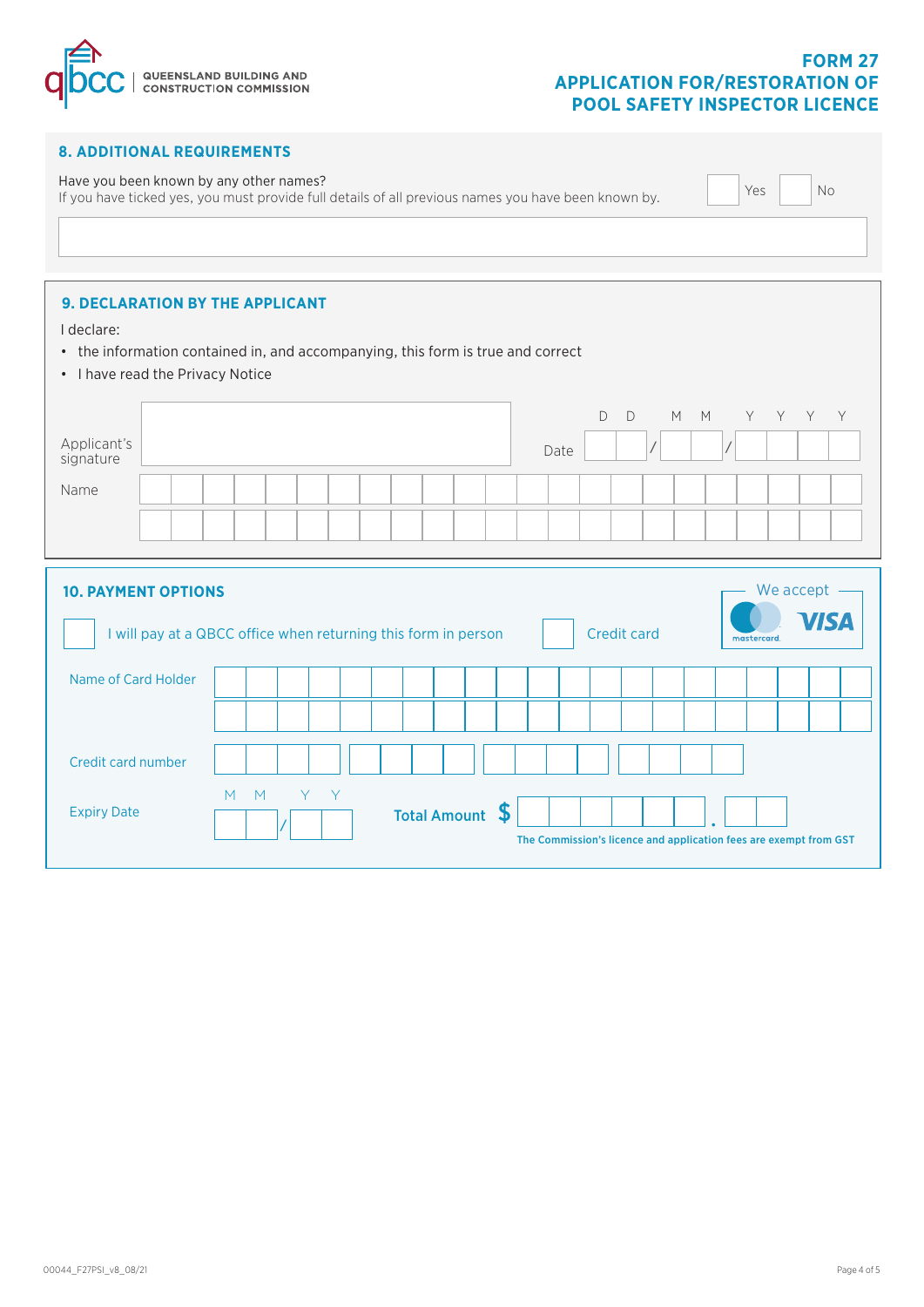**FORM 27**
**APPLICATION FOR/RESTORATION OF POOL SAFETY INSPECTOR LICENCE**

## 8. ADDITIONAL REQUIREMENTS

Have you been known by any other names? ☐ Yes ☐ No

If you have ticked yes, you must provide full details of all previous names you have been known by.

## 9. DECLARATION BY THE APPLICANT

I declare:

- the information contained in, and accompanying, this form is true and correct
- I have read the Privacy Notice

Applicant's signature

Date DD / MM / YYYY

Name

## 10. PAYMENT OPTIONS

We accept mastercard VISA

☐ I will pay at a QBCC office when returning this form in person

☐ Credit card

Name of Card Holder

Credit card number

Expiry Date MM / YY

**Total Amount $**

**The Commission's licence and application fees are exempt from GST**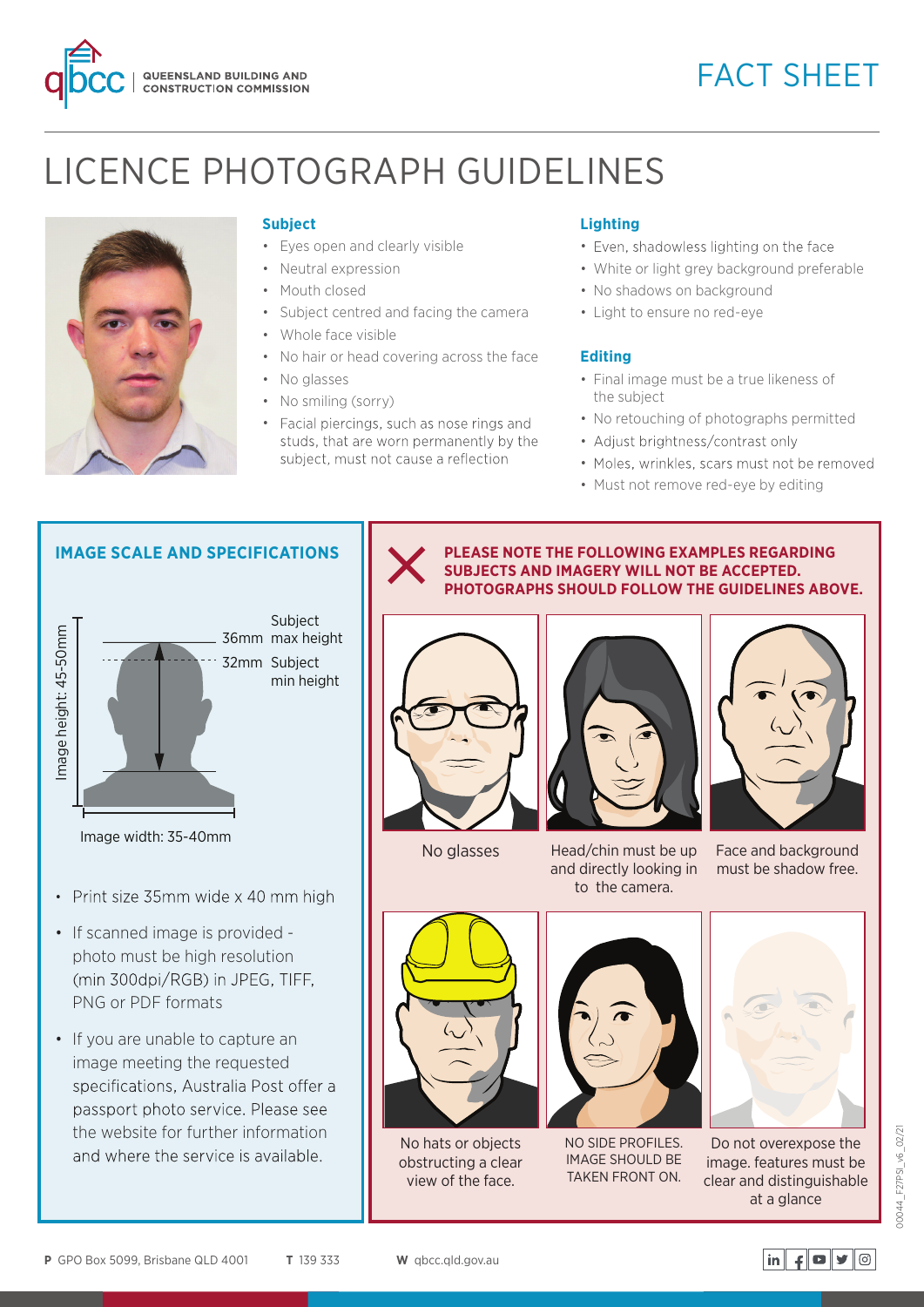# FACT SHEET

# LICENCE PHOTOGRAPH GUIDELINES

### Subject

- Eyes open and clearly visible
- Neutral expression
- Mouth closed
- Subject centred and facing the camera
- Whole face visible
- No hair or head covering across the face
- No glasses
- No smiling (sorry)
- Facial piercings, such as nose rings and studs, that are worn permanently by the subject, must not cause a reflection

### Lighting

- Even, shadowless lighting on the face
- White or light grey background preferable
- No shadows on background
- Light to ensure no red-eye

### Editing

- Final image must be a true likeness of the subject
- No retouching of photographs permitted
- Adjust brightness/contrast only
- Moles, wrinkles, scars must not be removed
- Must not remove red-eye by editing

## IMAGE SCALE AND SPECIFICATIONS

Image height: 45-50mm

36mm Subject max height

32mm Subject min height

Image width: 35-40mm

- Print size 35mm wide x 40 mm high
- If scanned image is provided - photo must be high resolution (min 300dpi/RGB) in JPEG, TIFF, PNG or PDF formats
- If you are unable to capture an image meeting the requested specifications, Australia Post offer a passport photo service. Please see the website for further information and where the service is available.

## PLEASE NOTE THE FOLLOWING EXAMPLES REGARDING SUBJECTS AND IMAGERY WILL NOT BE ACCEPTED. PHOTOGRAPHS SHOULD FOLLOW THE GUIDELINES ABOVE.

No glasses

Head/chin must be up and directly looking in to the camera.

Face and background must be shadow free.

No hats or objects obstructing a clear view of the face.

NO SIDE PROFILES. IMAGE SHOULD BE TAKEN FRONT ON.

Do not overexpose the image. features must be clear and distinguishable at a glance

**P** GPO Box 5099, Brisbane QLD 4001 **T** 139 333 **W** qbcc.qld.gov.au